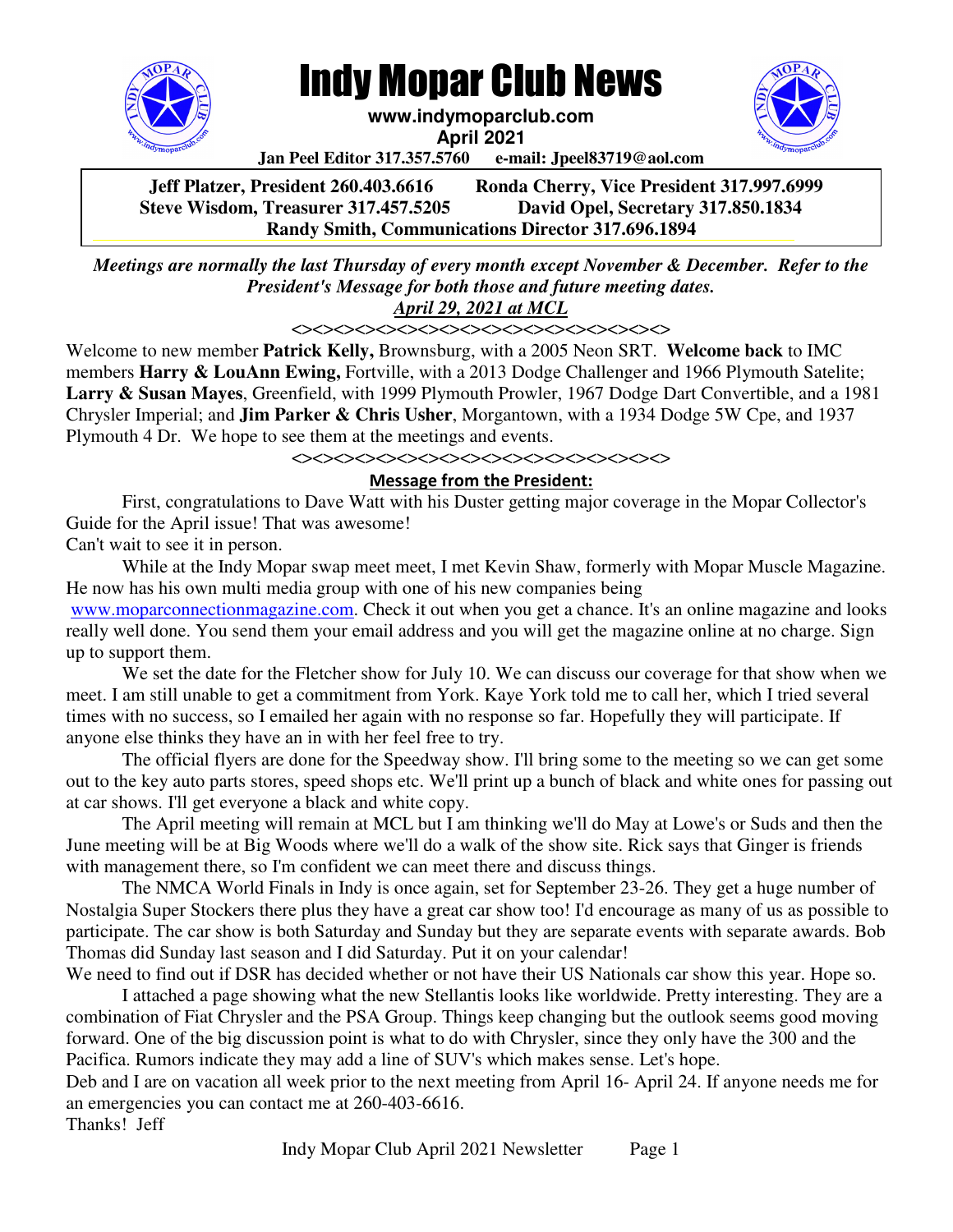# Indy Mopar Club News

**www.indymoparclub.com**
**April 2021**
**Jan Peel Editor 317.357.5760 e-mail: Jpeel83719@aol.com**

**Jeff Platzer, President 260.403.6616 Ronda Cherry, Vice President 317.997.6999**
**Steve Wisdom, Treasurer 317.457.5205 David Opel, Secretary 317.850.1834**
**Randy Smith, Communications Director 317.696.1894**

***Meetings are normally the last Thursday of every month except November & December. Refer to the President's Message for both those and future meeting dates.***
***April 29, 2021 at MCL***

<><><><><><><><><><><><><><><><><><>

Welcome to new member **Patrick Kelly,** Brownsburg, with a 2005 Neon SRT. **Welcome back** to IMC members **Harry & LouAnn Ewing,** Fortville, with a 2013 Dodge Challenger and 1966 Plymouth Satelite; **Larry & Susan Mayes**, Greenfield, with 1999 Plymouth Prowler, 1967 Dodge Dart Convertible, and a 1981 Chrysler Imperial; and **Jim Parker & Chris Usher**, Morgantown, with a 1934 Dodge 5W Cpe, and 1937 Plymouth 4 Dr. We hope to see them at the meetings and events.

<><><><><><><><><><><><><><><><><><>

**Message from the President:**

First, congratulations to Dave Watt with his Duster getting major coverage in the Mopar Collector's Guide for the April issue! That was awesome!
Can't wait to see it in person.

While at the Indy Mopar swap meet meet, I met Kevin Shaw, formerly with Mopar Muscle Magazine. He now has his own multi media group with one of his new companies being www.moparconnectionmagazine.com. Check it out when you get a chance. It's an online magazine and looks really well done. You send them your email address and you will get the magazine online at no charge. Sign up to support them.

We set the date for the Fletcher show for July 10. We can discuss our coverage for that show when we meet. I am still unable to get a commitment from York. Kaye York told me to call her, which I tried several times with no success, so I emailed her again with no response so far. Hopefully they will participate. If anyone else thinks they have an in with her feel free to try.

The official flyers are done for the Speedway show. I'll bring some to the meeting so we can get some out to the key auto parts stores, speed shops etc. We'll print up a bunch of black and white ones for passing out at car shows. I'll get everyone a black and white copy.

The April meeting will remain at MCL but I am thinking we'll do May at Lowe's or Suds and then the June meeting will be at Big Woods where we'll do a walk of the show site. Rick says that Ginger is friends with management there, so I'm confident we can meet there and discuss things.

The NMCA World Finals in Indy is once again, set for September 23-26. They get a huge number of Nostalgia Super Stockers there plus they have a great car show too! I'd encourage as many of us as possible to participate. The car show is both Saturday and Sunday but they are separate events with separate awards. Bob Thomas did Sunday last season and I did Saturday. Put it on your calendar!
We need to find out if DSR has decided whether or not have their US Nationals car show this year. Hope so.

I attached a page showing what the new Stellantis looks like worldwide. Pretty interesting. They are a combination of Fiat Chrysler and the PSA Group. Things keep changing but the outlook seems good moving forward. One of the big discussion point is what to do with Chrysler, since they only have the 300 and the Pacifica. Rumors indicate they may add a line of SUV's which makes sense. Let's hope.
Deb and I are on vacation all week prior to the next meeting from April 16- April 24. If anyone needs me for an emergencies you can contact me at 260-403-6616.
Thanks! Jeff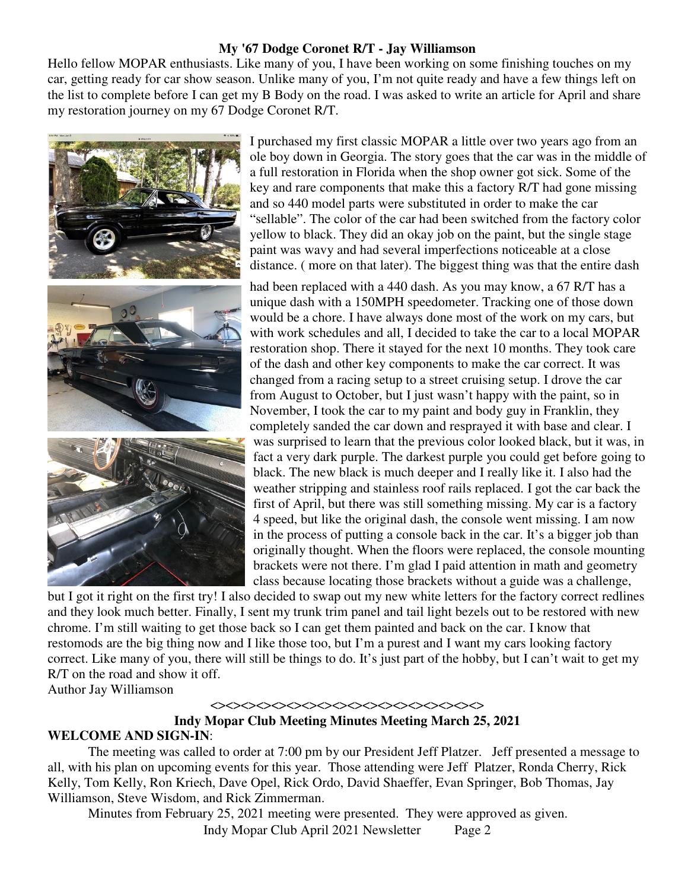**My '67 Dodge Coronet R/T - Jay Williamson**

Hello fellow MOPAR enthusiasts. Like many of you, I have been working on some finishing touches on my car, getting ready for car show season. Unlike many of you, I'm not quite ready and have a few things left on the list to complete before I can get my B Body on the road. I was asked to write an article for April and share my restoration journey on my 67 Dodge Coronet R/T.

I purchased my first classic MOPAR a little over two years ago from an ole boy down in Georgia. The story goes that the car was in the middle of a full restoration in Florida when the shop owner got sick. Some of the key and rare components that make this a factory R/T had gone missing and so 440 model parts were substituted in order to make the car "sellable". The color of the car had been switched from the factory color yellow to black. They did an okay job on the paint, but the single stage paint was wavy and had several imperfections noticeable at a close distance. ( more on that later). The biggest thing was that the entire dash had been replaced with a 440 dash. As you may know, a 67 R/T has a unique dash with a 150MPH speedometer. Tracking one of those down would be a chore. I have always done most of the work on my cars, but with work schedules and all, I decided to take the car to a local MOPAR restoration shop. There it stayed for the next 10 months. They took care of the dash and other key components to make the car correct. It was changed from a racing setup to a street cruising setup. I drove the car from August to October, but I just wasn't happy with the paint, so in November, I took the car to my paint and body guy in Franklin, they completely sanded the car down and resprayed it with base and clear. I was surprised to learn that the previous color looked black, but it was, in fact a very dark purple. The darkest purple you could get before going to black. The new black is much deeper and I really like it. I also had the weather stripping and stainless roof rails replaced. I got the car back the first of April, but there was still something missing. My car is a factory 4 speed, but like the original dash, the console went missing. I am now in the process of putting a console back in the car. It's a bigger job than originally thought. When the floors were replaced, the console mounting brackets were not there. I'm glad I paid attention in math and geometry class because locating those brackets without a guide was a challenge, but I got it right on the first try! I also decided to swap out my new white letters for the factory correct redlines and they look much better. Finally, I sent my trunk trim panel and tail light bezels out to be restored with new chrome. I'm still waiting to get those back so I can get them painted and back on the car. I know that restomods are the big thing now and I like those too, but I'm a purest and I want my cars looking factory correct. Like many of you, there will still be things to do. It's just part of the hobby, but I can't wait to get my R/T on the road and show it off.

Author Jay Williamson

<><><><><><><><><><><><><><><><><><><><><><><><>

**Indy Mopar Club Meeting Minutes Meeting March 25, 2021**

**WELCOME AND SIGN-IN**:

The meeting was called to order at 7:00 pm by our President Jeff Platzer. Jeff presented a message to all, with his plan on upcoming events for this year. Those attending were Jeff Platzer, Ronda Cherry, Rick Kelly, Tom Kelly, Ron Kriech, Dave Opel, Rick Ordo, David Shaeffer, Evan Springer, Bob Thomas, Jay Williamson, Steve Wisdom, and Rick Zimmerman.

Minutes from February 25, 2021 meeting were presented. They were approved as given.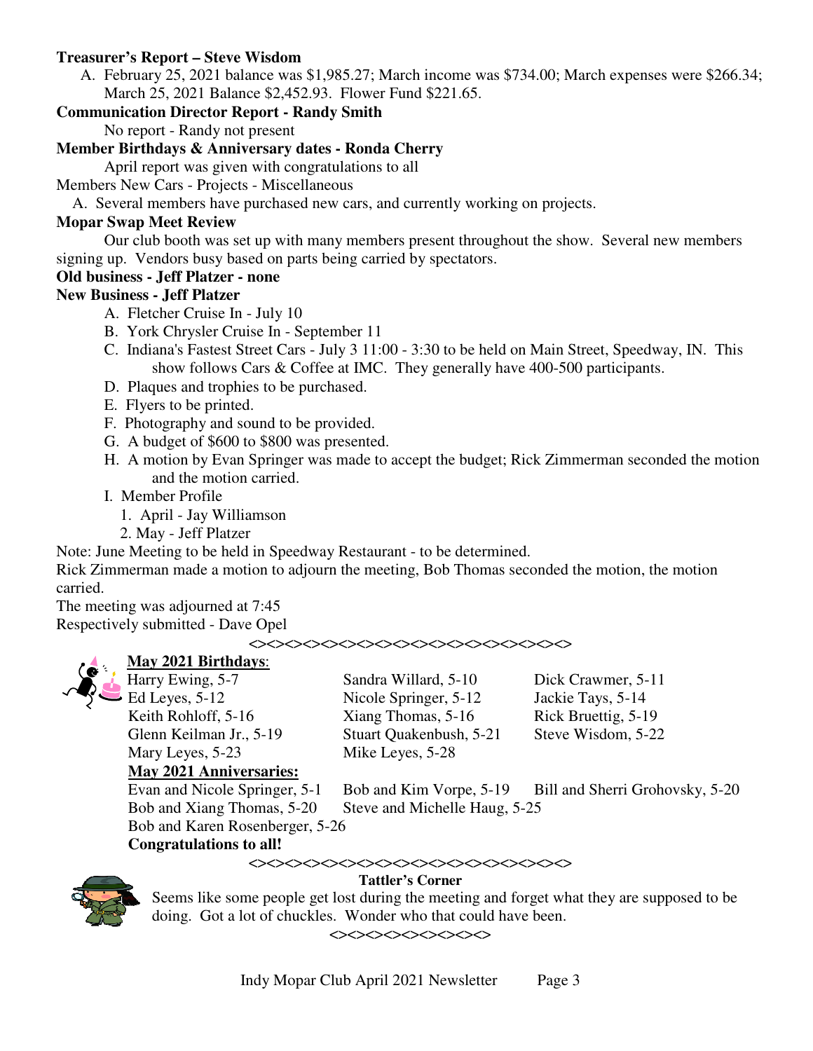**Treasurer's Report – Steve Wisdom**

A. February 25, 2021 balance was $1,985.27; March income was $734.00; March expenses were $266.34; March 25, 2021 Balance $2,452.93. Flower Fund $221.65.

**Communication Director Report - Randy Smith**

No report - Randy not present

**Member Birthdays & Anniversary dates - Ronda Cherry**

April report was given with congratulations to all

Members New Cars - Projects - Miscellaneous

A. Several members have purchased new cars, and currently working on projects.

**Mopar Swap Meet Review**

Our club booth was set up with many members present throughout the show. Several new members signing up. Vendors busy based on parts being carried by spectators.

**Old business - Jeff Platzer - none**

**New Business - Jeff Platzer**

A. Fletcher Cruise In - July 10
B. York Chrysler Cruise In - September 11
C. Indiana's Fastest Street Cars - July 3 11:00 - 3:30 to be held on Main Street, Speedway, IN. This show follows Cars & Coffee at IMC. They generally have 400-500 participants.
D. Plaques and trophies to be purchased.
E. Flyers to be printed.
F. Photography and sound to be provided.
G. A budget of $600 to $800 was presented.
H. A motion by Evan Springer was made to accept the budget; Rick Zimmerman seconded the motion and the motion carried.
I. Member Profile
   1. April - Jay Williamson
   2. May - Jeff Platzer

Note: June Meeting to be held in Speedway Restaurant - to be determined.

Rick Zimmerman made a motion to adjourn the meeting, Bob Thomas seconded the motion, the motion carried.

The meeting was adjourned at 7:45

Respectively submitted - Dave Opel

<><><><><><><><><><><><><><>

**May 2021 Birthdays**:

Harry Ewing, 5-7
Sandra Willard, 5-10
Dick Crawmer, 5-11
Ed Leyes, 5-12
Nicole Springer, 5-12
Jackie Tays, 5-14
Keith Rohloff, 5-16
Xiang Thomas, 5-16
Rick Bruettig, 5-19
Glenn Keilman Jr., 5-19
Stuart Quakenbush, 5-21
Steve Wisdom, 5-22
Mary Leyes, 5-23
Mike Leyes, 5-28

**May 2021 Anniversaries:**

Evan and Nicole Springer, 5-1
Bob and Kim Vorpe, 5-19
Bill and Sherri Grohovsky, 5-20
Bob and Xiang Thomas, 5-20
Steve and Michelle Haug, 5-25
Bob and Karen Rosenberger, 5-26

**Congratulations to all!**

<><><><><><><><><><><><><><>

**Tattler's Corner**

Seems like some people get lost during the meeting and forget what they are supposed to be doing. Got a lot of chuckles. Wonder who that could have been.

<><><><><><><><>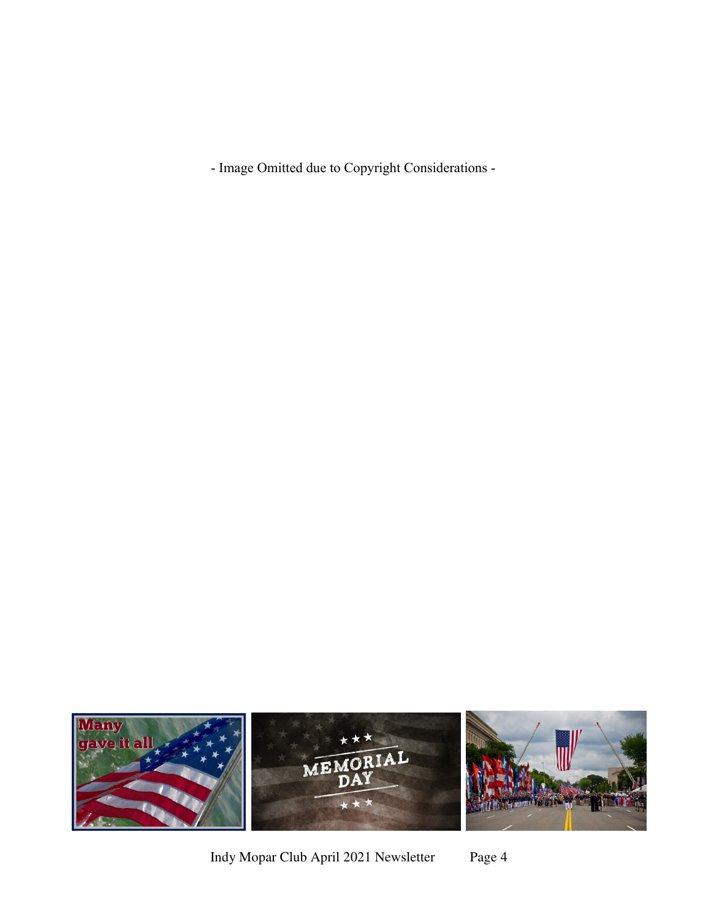- Image Omitted due to Copyright Considerations -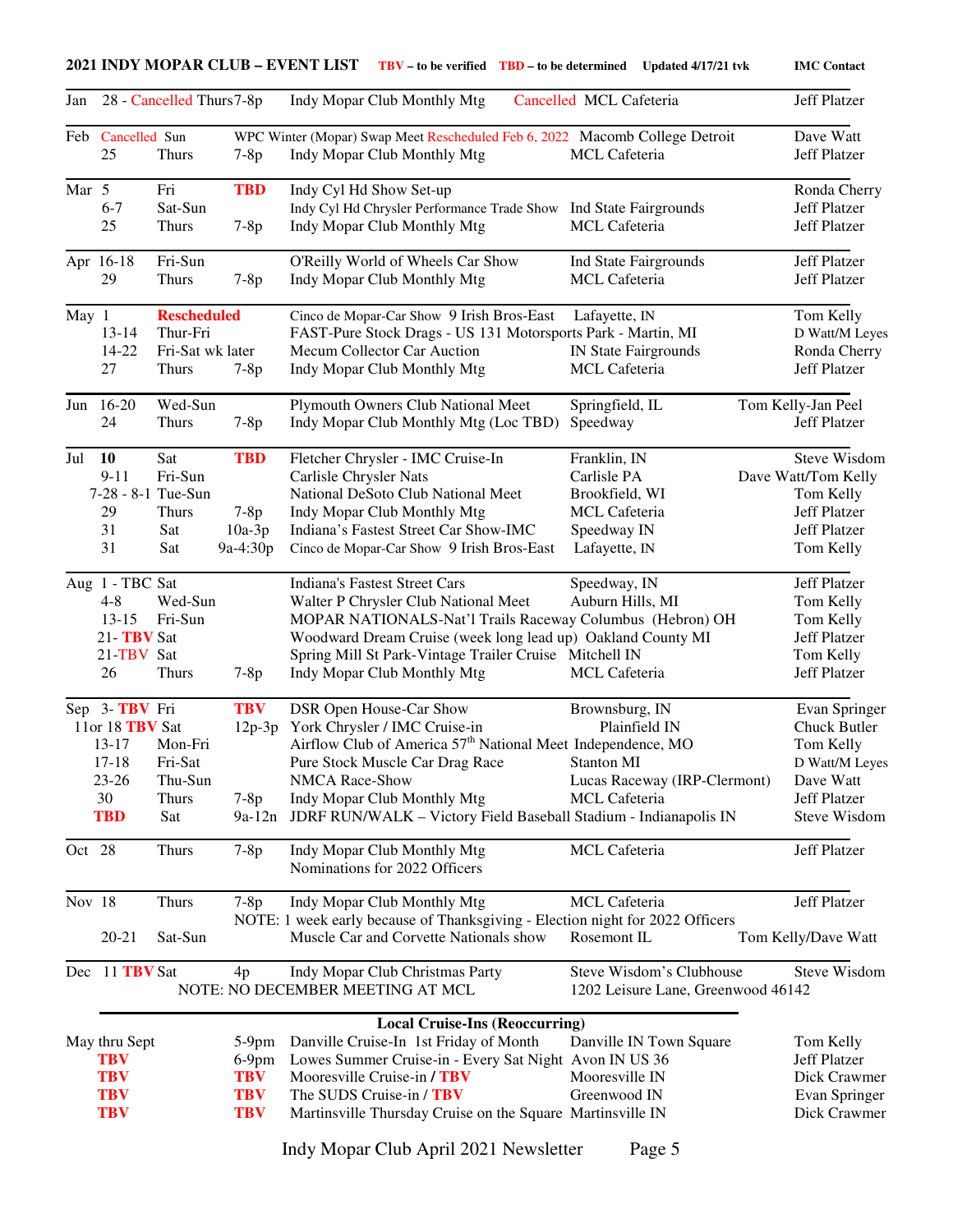**2021 INDY MOPAR CLUB – EVENT LIST** **TBV – to be verified** **TBD – to be determined** **Updated 4/17/21 tvk** **IMC Contact**

| Month | Date | Day | Time | Event | Location | IMC Contact |
|---|---|---|---|---|---|---|
| Jan | 28 - Cancelled | Thurs | 7-8p | Indy Mopar Club Monthly Mtg | Cancelled MCL Cafeteria | Jeff Platzer |
| Feb | Cancelled | Sun | | WPC Winter (Mopar) Swap Meet Rescheduled Feb 6, 2022 | Macomb College Detroit | Dave Watt |
| | 25 | Thurs | 7-8p | Indy Mopar Club Monthly Mtg | MCL Cafeteria | Jeff Platzer |
| Mar | 5 | Fri | TBD | Indy Cyl Hd Show Set-up | | Ronda Cherry |
| | 6-7 | Sat-Sun | | Indy Cyl Hd Chrysler Performance Trade Show | Ind State Fairgrounds | Jeff Platzer |
| | 25 | Thurs | 7-8p | Indy Mopar Club Monthly Mtg | MCL Cafeteria | Jeff Platzer |
| Apr | 16-18 | Fri-Sun | | O'Reilly World of Wheels Car Show | Ind State Fairgrounds | Jeff Platzer |
| | 29 | Thurs | 7-8p | Indy Mopar Club Monthly Mtg | MCL Cafeteria | Jeff Platzer |
| May | 1 | **Rescheduled** | | Cinco de Mopar-Car Show 9 Irish Bros-East | Lafayette, IN | Tom Kelly |
| | 13-14 | Thur-Fri | | FAST-Pure Stock Drags - US 131 Motorsports Park - Martin, MI | | D Watt/M Leyes |
| | 14-22 | Fri-Sat wk later | | Mecum Collector Car Auction | IN State Fairgrounds | Ronda Cherry |
| | 27 | Thurs | 7-8p | Indy Mopar Club Monthly Mtg | MCL Cafeteria | Jeff Platzer |
| Jun | 16-20 | Wed-Sun | | Plymouth Owners Club National Meet | Springfield, IL | Tom Kelly-Jan Peel |
| | 24 | Thurs | 7-8p | Indy Mopar Club Monthly Mtg (Loc TBD) | Speedway | Jeff Platzer |
| Jul | **10** | Sat | **TBD** | Fletcher Chrysler - IMC Cruise-In | Franklin, IN | Steve Wisdom |
| | 9-11 | Fri-Sun | | Carlisle Chrysler Nats | Carlisle PA | Dave Watt/Tom Kelly |
| | 7-28 - 8-1 | Tue-Sun | | National DeSoto Club National Meet | Brookfield, WI | Tom Kelly |
| | 29 | Thurs | 7-8p | Indy Mopar Club Monthly Mtg | MCL Cafeteria | Jeff Platzer |
| | 31 | Sat | 10a-3p | Indiana's Fastest Street Car Show-IMC | Speedway IN | Jeff Platzer |
| | 31 | Sat | 9a-4:30p | Cinco de Mopar-Car Show 9 Irish Bros-East | Lafayette, IN | Tom Kelly |
| Aug | 1 - TBC | Sat | | Indiana's Fastest Street Cars | Speedway, IN | Jeff Platzer |
| | 4-8 | Wed-Sun | | Walter P Chrysler Club National Meet | Auburn Hills, MI | Tom Kelly |
| | 13-15 | Fri-Sun | | MOPAR NATIONALS-Nat'l Trails Raceway Columbus (Hebron) OH | | Tom Kelly |
| | 21- **TBV** | Sat | | Woodward Dream Cruise (week long lead up) | Oakland County MI | Jeff Platzer |
| | 21-**TBV** | Sat | | Spring Mill St Park-Vintage Trailer Cruise | Mitchell IN | Tom Kelly |
| | 26 | Thurs | 7-8p | Indy Mopar Club Monthly Mtg | MCL Cafeteria | Jeff Platzer |
| Sep | 3- **TBV** | Fri | **TBV** | DSR Open House-Car Show | Brownsburg, IN | Evan Springer |
| | 11or 18 **TBV** | Sat | 12p-3p | York Chrysler / IMC Cruise-in | Plainfield IN | Chuck Butler |
| | 13-17 | Mon-Fri | | Airflow Club of America 57th National Meet | Independence, MO | Tom Kelly |
| | 17-18 | Fri-Sat | | Pure Stock Muscle Car Drag Race | Stanton MI | D Watt/M Leyes |
| | 23-26 | Thu-Sun | | NMCA Race-Show | Lucas Raceway (IRP-Clermont) | Dave Watt |
| | 30 | Thurs | 7-8p | Indy Mopar Club Monthly Mtg | MCL Cafeteria | Jeff Platzer |
| | **TBD** | Sat | 9a-12n | JDRF RUN/WALK – Victory Field Baseball Stadium - Indianapolis IN | | Steve Wisdom |
| Oct | 28 | Thurs | 7-8p | Indy Mopar Club Monthly Mtg<br>Nominations for 2022 Officers | MCL Cafeteria | Jeff Platzer |
| Nov | 18 | Thurs | 7-8p | Indy Mopar Club Monthly Mtg<br>NOTE: 1 week early because of Thanksgiving - Election night for 2022 Officers | MCL Cafeteria | Jeff Platzer |
| | 20-21 | Sat-Sun | | Muscle Car and Corvette Nationals show | Rosemont IL | Tom Kelly/Dave Watt |
| Dec | 11 **TBV** | Sat | 4p | Indy Mopar Club Christmas Party<br>NOTE: NO DECEMBER MEETING AT MCL | Steve Wisdom's Clubhouse<br>1202 Leisure Lane, Greenwood 46142 | Steve Wisdom |

**Local Cruise-Ins (Reoccurring)**

| Dates | Time | Event | Location | IMC Contact |
|---|---|---|---|---|
| May thru Sept | 5-9pm | Danville Cruise-In 1st Friday of Month | Danville IN Town Square | Tom Kelly |
| **TBV** | 6-9pm | Lowes Summer Cruise-in - Every Sat Night | Avon IN US 36 | Jeff Platzer |
| **TBV** | **TBV** | Mooresville Cruise-in / **TBV** | Mooresville IN | Dick Crawmer |
| **TBV** | **TBV** | The SUDS Cruise-in / **TBV** | Greenwood IN | Evan Springer |
| **TBV** | **TBV** | Martinsville Thursday Cruise on the Square | Martinsville IN | Dick Crawmer |